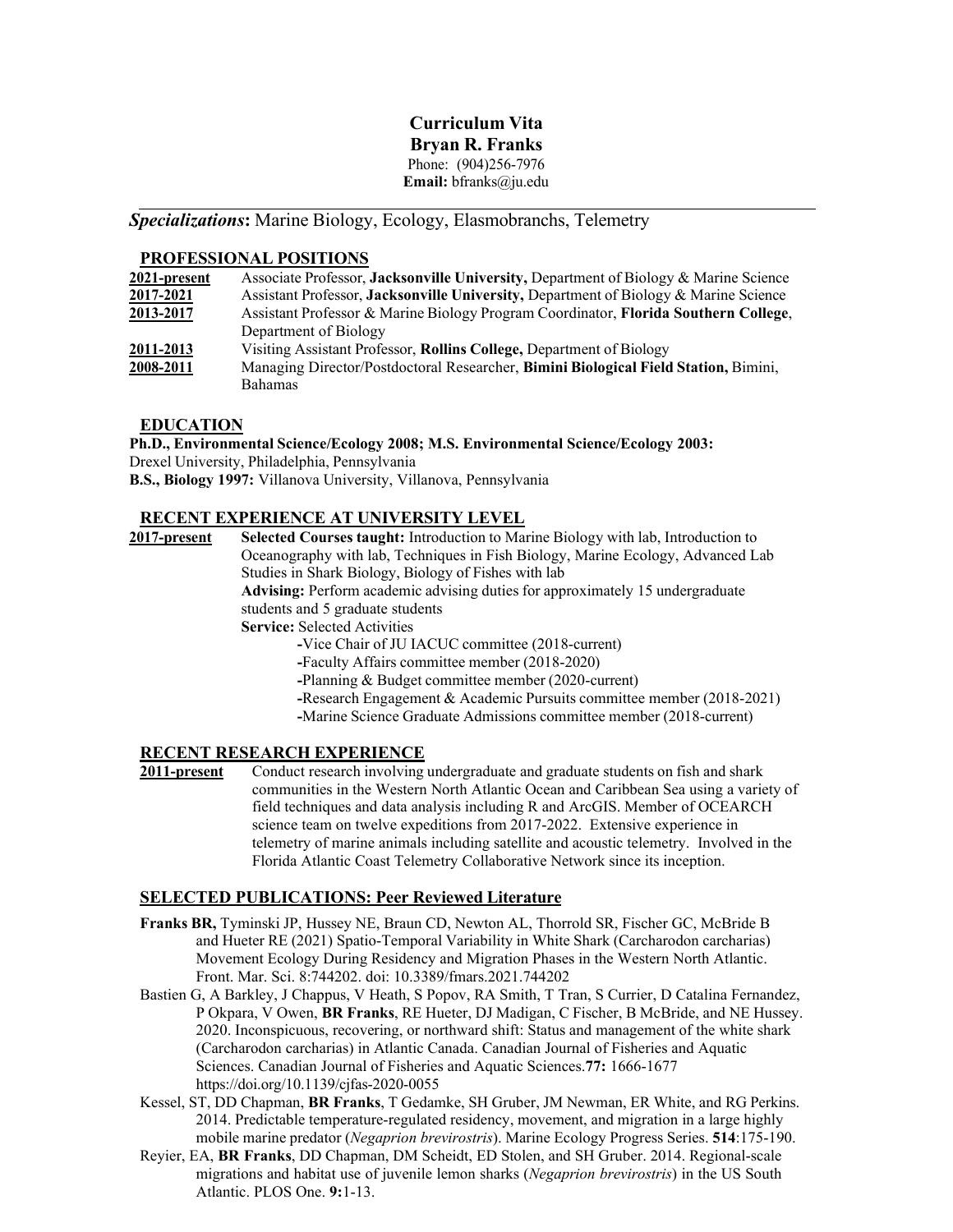# Curriculum Vita

**Bryan R. Franks**

Phone: (904)256-7976

**Email:** bfranks@ju.edu

---

***Specializations*:** Marine Biology, Ecology, Elasmobranchs, Telemetry

## PROFESSIONAL POSITIONS

**2021-present** Associate Professor, **Jacksonville University,** Department of Biology & Marine Science

**2017-2021** Assistant Professor, **Jacksonville University,** Department of Biology & Marine Science

**2013-2017** Assistant Professor & Marine Biology Program Coordinator, **Florida Southern College**, Department of Biology

**2011-2013** Visiting Assistant Professor, **Rollins College,** Department of Biology

**2008-2011** Managing Director/Postdoctoral Researcher, **Bimini Biological Field Station,** Bimini, Bahamas

## EDUCATION

**Ph.D., Environmental Science/Ecology 2008; M.S. Environmental Science/Ecology 2003:** Drexel University, Philadelphia, Pennsylvania

**B.S., Biology 1997:** Villanova University, Villanova, Pennsylvania

## RECENT EXPERIENCE AT UNIVERSITY LEVEL

**2017-present** **Selected Courses taught:** Introduction to Marine Biology with lab, Introduction to Oceanography with lab, Techniques in Fish Biology, Marine Ecology, Advanced Lab Studies in Shark Biology, Biology of Fishes with lab

**Advising:** Perform academic advising duties for approximately 15 undergraduate students and 5 graduate students

**Service:** Selected Activities

- Vice Chair of JU IACUC committee (2018-current)
- Faculty Affairs committee member (2018-2020)
- Planning & Budget committee member (2020-current)
- Research Engagement & Academic Pursuits committee member (2018-2021)
- Marine Science Graduate Admissions committee member (2018-current)

## RECENT RESEARCH EXPERIENCE

**2011-present** Conduct research involving undergraduate and graduate students on fish and shark communities in the Western North Atlantic Ocean and Caribbean Sea using a variety of field techniques and data analysis including R and ArcGIS. Member of OCEARCH science team on twelve expeditions from 2017-2022. Extensive experience in telemetry of marine animals including satellite and acoustic telemetry. Involved in the Florida Atlantic Coast Telemetry Collaborative Network since its inception.

## SELECTED PUBLICATIONS: Peer Reviewed Literature

**Franks BR,** Tyminski JP, Hussey NE, Braun CD, Newton AL, Thorrold SR, Fischer GC, McBride B and Hueter RE (2021) Spatio-Temporal Variability in White Shark (Carcharodon carcharias) Movement Ecology During Residency and Migration Phases in the Western North Atlantic. Front. Mar. Sci. 8:744202. doi: 10.3389/fmars.2021.744202

Bastien G, A Barkley, J Chappus, V Heath, S Popov, RA Smith, T Tran, S Currier, D Catalina Fernandez, P Okpara, V Owen, **BR Franks**, RE Hueter, DJ Madigan, C Fischer, B McBride, and NE Hussey. 2020. Inconspicuous, recovering, or northward shift: Status and management of the white shark (Carcharodon carcharias) in Atlantic Canada. Canadian Journal of Fisheries and Aquatic Sciences. Canadian Journal of Fisheries and Aquatic Sciences.**77:** 1666-1677 https://doi.org/10.1139/cjfas-2020-0055

Kessel, ST, DD Chapman, **BR Franks**, T Gedamke, SH Gruber, JM Newman, ER White, and RG Perkins. 2014. Predictable temperature-regulated residency, movement, and migration in a large highly mobile marine predator (*Negaprion brevirostris*). Marine Ecology Progress Series. **514**:175-190.

Reyier, EA, **BR Franks**, DD Chapman, DM Scheidt, ED Stolen, and SH Gruber. 2014. Regional-scale migrations and habitat use of juvenile lemon sharks (*Negaprion brevirostris*) in the US South Atlantic. PLOS One. **9:**1-13.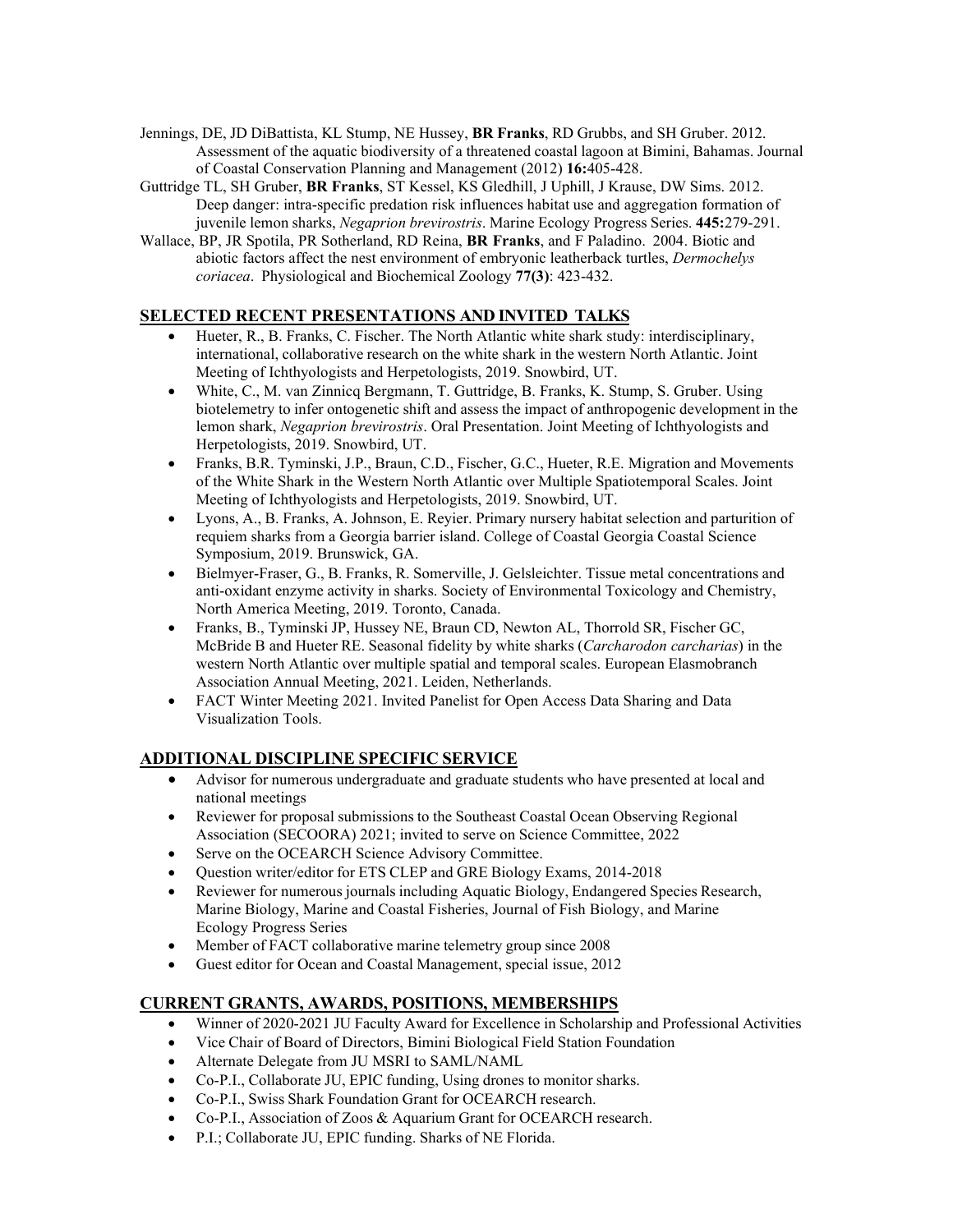Jennings, DE, JD DiBattista, KL Stump, NE Hussey, **BR Franks**, RD Grubbs, and SH Gruber. 2012. Assessment of the aquatic biodiversity of a threatened coastal lagoon at Bimini, Bahamas. Journal of Coastal Conservation Planning and Management (2012) **16:**405-428.

Guttridge TL, SH Gruber, **BR Franks**, ST Kessel, KS Gledhill, J Uphill, J Krause, DW Sims. 2012. Deep danger: intra-specific predation risk influences habitat use and aggregation formation of juvenile lemon sharks, *Negaprion brevirostris*. Marine Ecology Progress Series. **445:**279-291.

Wallace, BP, JR Spotila, PR Sotherland, RD Reina, **BR Franks**, and F Paladino. 2004. Biotic and abiotic factors affect the nest environment of embryonic leatherback turtles, *Dermochelys coriacea*. Physiological and Biochemical Zoology **77(3)**: 423-432.

## SELECTED RECENT PRESENTATIONS AND INVITED TALKS

- Hueter, R., B. Franks, C. Fischer. The North Atlantic white shark study: interdisciplinary, international, collaborative research on the white shark in the western North Atlantic. Joint Meeting of Ichthyologists and Herpetologists, 2019. Snowbird, UT.
- White, C., M. van Zinnicq Bergmann, T. Guttridge, B. Franks, K. Stump, S. Gruber. Using biotelemetry to infer ontogenetic shift and assess the impact of anthropogenic development in the lemon shark, *Negaprion brevirostris*. Oral Presentation. Joint Meeting of Ichthyologists and Herpetologists, 2019. Snowbird, UT.
- Franks, B.R. Tyminski, J.P., Braun, C.D., Fischer, G.C., Hueter, R.E. Migration and Movements of the White Shark in the Western North Atlantic over Multiple Spatiotemporal Scales. Joint Meeting of Ichthyologists and Herpetologists, 2019. Snowbird, UT.
- Lyons, A., B. Franks, A. Johnson, E. Reyier. Primary nursery habitat selection and parturition of requiem sharks from a Georgia barrier island. College of Coastal Georgia Coastal Science Symposium, 2019. Brunswick, GA.
- Bielmyer-Fraser, G., B. Franks, R. Somerville, J. Gelsleichter. Tissue metal concentrations and anti-oxidant enzyme activity in sharks. Society of Environmental Toxicology and Chemistry, North America Meeting, 2019. Toronto, Canada.
- Franks, B., Tyminski JP, Hussey NE, Braun CD, Newton AL, Thorrold SR, Fischer GC, McBride B and Hueter RE. Seasonal fidelity by white sharks (*Carcharodon carcharias*) in the western North Atlantic over multiple spatial and temporal scales. European Elasmobranch Association Annual Meeting, 2021. Leiden, Netherlands.
- FACT Winter Meeting 2021. Invited Panelist for Open Access Data Sharing and Data Visualization Tools.

## ADDITIONAL DISCIPLINE SPECIFIC SERVICE

- Advisor for numerous undergraduate and graduate students who have presented at local and national meetings
- Reviewer for proposal submissions to the Southeast Coastal Ocean Observing Regional Association (SECOORA) 2021; invited to serve on Science Committee, 2022
- Serve on the OCEARCH Science Advisory Committee.
- Question writer/editor for ETS CLEP and GRE Biology Exams, 2014-2018
- Reviewer for numerous journals including Aquatic Biology, Endangered Species Research, Marine Biology, Marine and Coastal Fisheries, Journal of Fish Biology, and Marine Ecology Progress Series
- Member of FACT collaborative marine telemetry group since 2008
- Guest editor for Ocean and Coastal Management, special issue, 2012

## CURRENT GRANTS, AWARDS, POSITIONS, MEMBERSHIPS

- Winner of 2020-2021 JU Faculty Award for Excellence in Scholarship and Professional Activities
- Vice Chair of Board of Directors, Bimini Biological Field Station Foundation
- Alternate Delegate from JU MSRI to SAML/NAML
- Co-P.I., Collaborate JU, EPIC funding, Using drones to monitor sharks.
- Co-P.I., Swiss Shark Foundation Grant for OCEARCH research.
- Co-P.I., Association of Zoos & Aquarium Grant for OCEARCH research.
- P.I.; Collaborate JU, EPIC funding. Sharks of NE Florida.